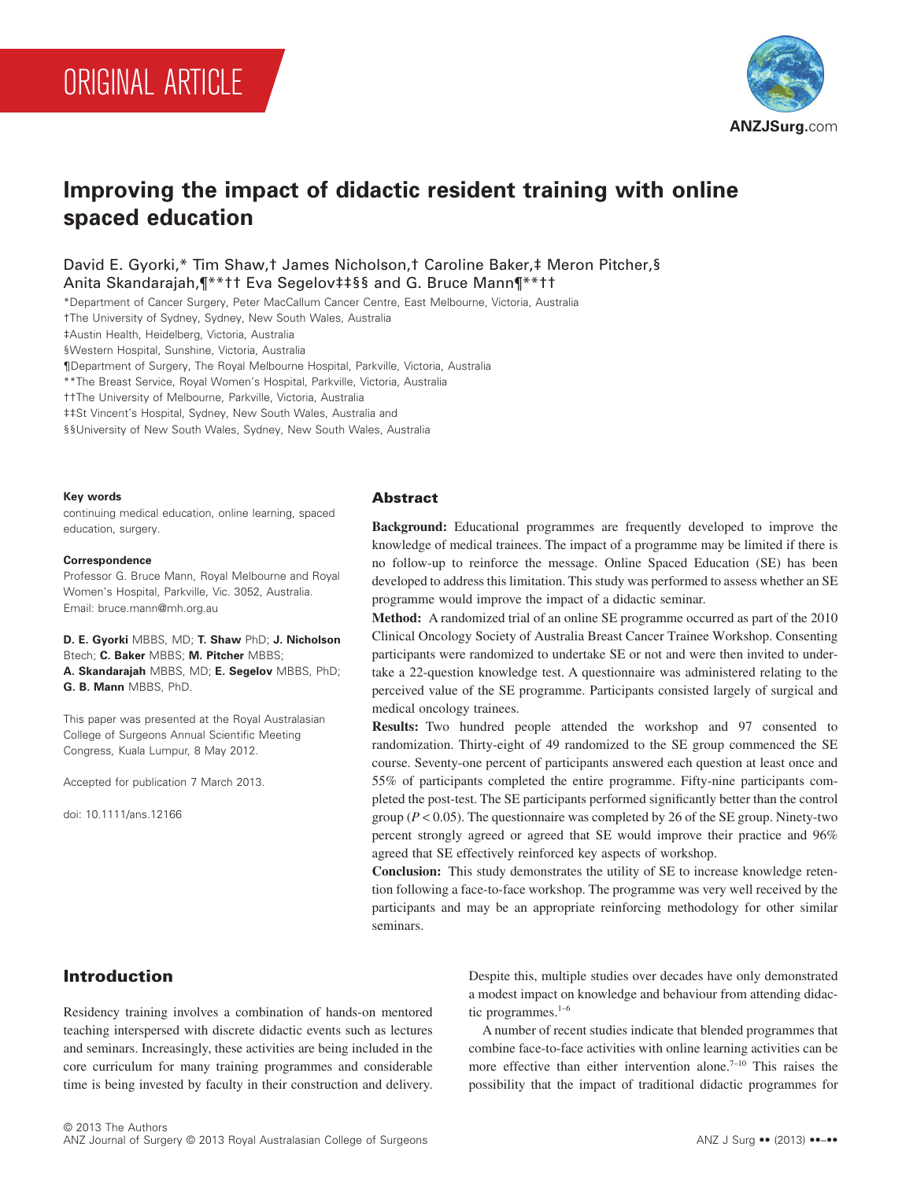ORIGINAL ARTICLE

# Improving the impact of didactic resident training with online spaced education

David E. Gyorki,* Tim Shaw,† James Nicholson,† Caroline Baker,‡ Meron Pitcher,§ Anita Skandarajah,¶**†† Eva Segelov‡‡§§ and G. Bruce Mann¶**††

*Department of Cancer Surgery, Peter MacCallum Cancer Centre, East Melbourne, Victoria, Australia
†The University of Sydney, Sydney, New South Wales, Australia
‡Austin Health, Heidelberg, Victoria, Australia
§Western Hospital, Sunshine, Victoria, Australia
¶Department of Surgery, The Royal Melbourne Hospital, Parkville, Victoria, Australia
**The Breast Service, Royal Women's Hospital, Parkville, Victoria, Australia
††The University of Melbourne, Parkville, Victoria, Australia
‡‡St Vincent's Hospital, Sydney, New South Wales, Australia and
§§University of New South Wales, Sydney, New South Wales, Australia

**Key words**

continuing medical education, online learning, spaced education, surgery.

**Correspondence**

Professor G. Bruce Mann, Royal Melbourne and Royal Women's Hospital, Parkville, Vic. 3052, Australia. Email: bruce.mann@mh.org.au

**D. E. Gyorki** MBBS, MD; **T. Shaw** PhD; **J. Nicholson** Btech; **C. Baker** MBBS; **M. Pitcher** MBBS; **A. Skandarajah** MBBS, MD; **E. Segelov** MBBS, PhD; **G. B. Mann** MBBS, PhD.

This paper was presented at the Royal Australasian College of Surgeons Annual Scientific Meeting Congress, Kuala Lumpur, 8 May 2012.

Accepted for publication 7 March 2013.

doi: 10.1111/ans.12166

## Abstract

**Background:** Educational programmes are frequently developed to improve the knowledge of medical trainees. The impact of a programme may be limited if there is no follow-up to reinforce the message. Online Spaced Education (SE) has been developed to address this limitation. This study was performed to assess whether an SE programme would improve the impact of a didactic seminar.

**Method:** A randomized trial of an online SE programme occurred as part of the 2010 Clinical Oncology Society of Australia Breast Cancer Trainee Workshop. Consenting participants were randomized to undertake SE or not and were then invited to undertake a 22-question knowledge test. A questionnaire was administered relating to the perceived value of the SE programme. Participants consisted largely of surgical and medical oncology trainees.

**Results:** Two hundred people attended the workshop and 97 consented to randomization. Thirty-eight of 49 randomized to the SE group commenced the SE course. Seventy-one percent of participants answered each question at least once and 55% of participants completed the entire programme. Fifty-nine participants completed the post-test. The SE participants performed significantly better than the control group ($P < 0.05$). The questionnaire was completed by 26 of the SE group. Ninety-two percent strongly agreed or agreed that SE would improve their practice and 96% agreed that SE effectively reinforced key aspects of workshop.

**Conclusion:** This study demonstrates the utility of SE to increase knowledge retention following a face-to-face workshop. The programme was very well received by the participants and may be an appropriate reinforcing methodology for other similar seminars.

## Introduction

Residency training involves a combination of hands-on mentored teaching interspersed with discrete didactic events such as lectures and seminars. Increasingly, these activities are being included in the core curriculum for many training programmes and considerable time is being invested by faculty in their construction and delivery. Despite this, multiple studies over decades have only demonstrated a modest impact on knowledge and behaviour from attending didactic programmes.[1–6]

A number of recent studies indicate that blended programmes that combine face-to-face activities with online learning activities can be more effective than either intervention alone.[7–10] This raises the possibility that the impact of traditional didactic programmes for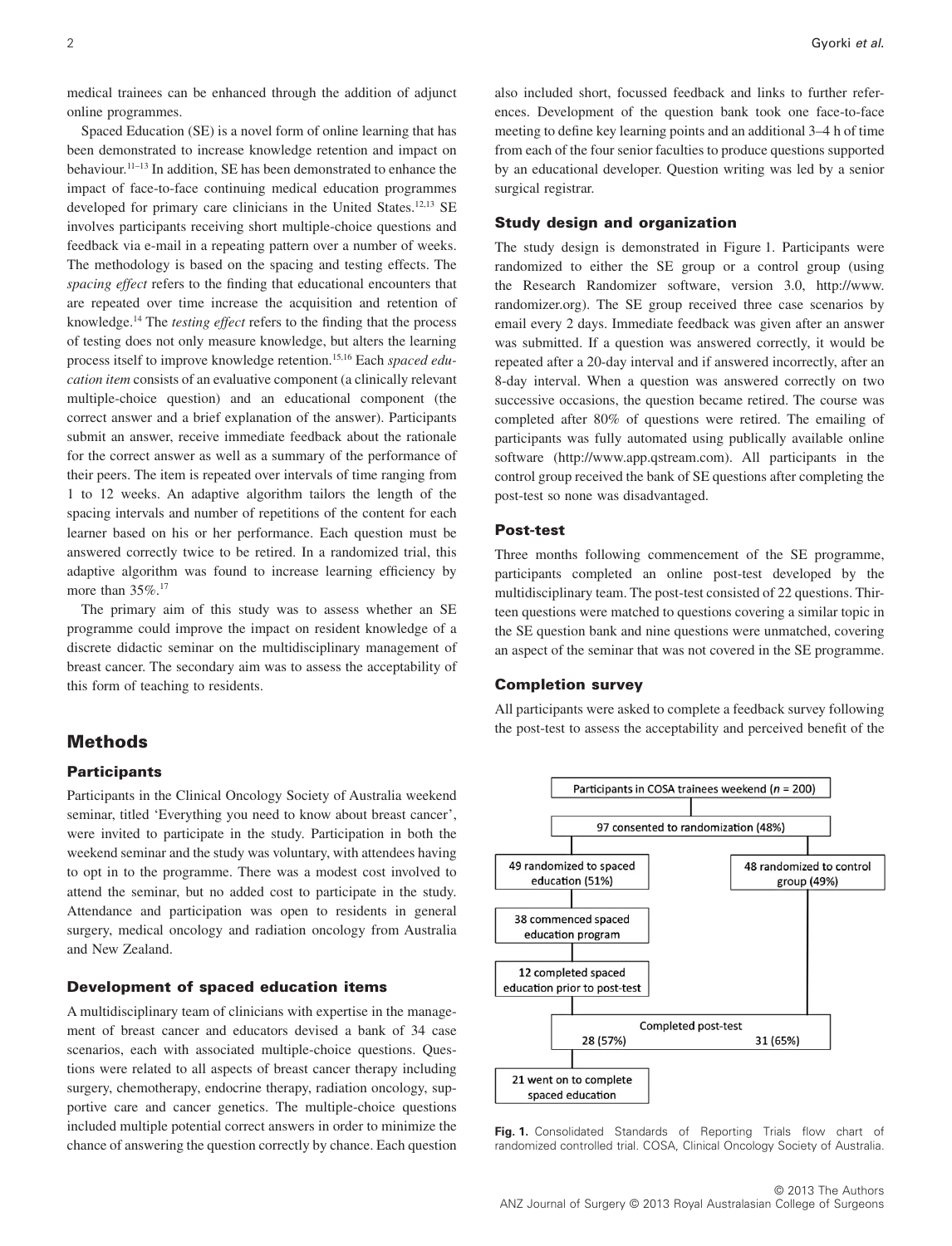medical trainees can be enhanced through the addition of adjunct online programmes.

Spaced Education (SE) is a novel form of online learning that has been demonstrated to increase knowledge retention and impact on behaviour.[11–13] In addition, SE has been demonstrated to enhance the impact of face-to-face continuing medical education programmes developed for primary care clinicians in the United States.[12,13] SE involves participants receiving short multiple-choice questions and feedback via e-mail in a repeating pattern over a number of weeks. The methodology is based on the spacing and testing effects. The *spacing effect* refers to the finding that educational encounters that are repeated over time increase the acquisition and retention of knowledge.[14] The *testing effect* refers to the finding that the process of testing does not only measure knowledge, but alters the learning process itself to improve knowledge retention.[15,16] Each *spaced education item* consists of an evaluative component (a clinically relevant multiple-choice question) and an educational component (the correct answer and a brief explanation of the answer). Participants submit an answer, receive immediate feedback about the rationale for the correct answer as well as a summary of the performance of their peers. The item is repeated over intervals of time ranging from 1 to 12 weeks. An adaptive algorithm tailors the length of the spacing intervals and number of repetitions of the content for each learner based on his or her performance. Each question must be answered correctly twice to be retired. In a randomized trial, this adaptive algorithm was found to increase learning efficiency by more than 35%.[17]

The primary aim of this study was to assess whether an SE programme could improve the impact on resident knowledge of a discrete didactic seminar on the multidisciplinary management of breast cancer. The secondary aim was to assess the acceptability of this form of teaching to residents.

## Methods

### Participants

Participants in the Clinical Oncology Society of Australia weekend seminar, titled 'Everything you need to know about breast cancer', were invited to participate in the study. Participation in both the weekend seminar and the study was voluntary, with attendees having to opt in to the programme. There was a modest cost involved to attend the seminar, but no added cost to participate in the study. Attendance and participation was open to residents in general surgery, medical oncology and radiation oncology from Australia and New Zealand.

### Development of spaced education items

A multidisciplinary team of clinicians with expertise in the management of breast cancer and educators devised a bank of 34 case scenarios, each with associated multiple-choice questions. Questions were related to all aspects of breast cancer therapy including surgery, chemotherapy, endocrine therapy, radiation oncology, supportive care and cancer genetics. The multiple-choice questions included multiple potential correct answers in order to minimize the chance of answering the question correctly by chance. Each question also included short, focussed feedback and links to further references. Development of the question bank took one face-to-face meeting to define key learning points and an additional 3–4 h of time from each of the four senior faculties to produce questions supported by an educational developer. Question writing was led by a senior surgical registrar.

### Study design and organization

The study design is demonstrated in Figure 1. Participants were randomized to either the SE group or a control group (using the Research Randomizer software, version 3.0, http://www.randomizer.org). The SE group received three case scenarios by email every 2 days. Immediate feedback was given after an answer was submitted. If a question was answered correctly, it would be repeated after a 20-day interval and if answered incorrectly, after an 8-day interval. When a question was answered correctly on two successive occasions, the question became retired. The course was completed after 80% of questions were retired. The emailing of participants was fully automated using publically available online software (http://www.app.qstream.com). All participants in the control group received the bank of SE questions after completing the post-test so none was disadvantaged.

### Post-test

Three months following commencement of the SE programme, participants completed an online post-test developed by the multidisciplinary team. The post-test consisted of 22 questions. Thirteen questions were matched to questions covering a similar topic in the SE question bank and nine questions were unmatched, covering an aspect of the seminar that was not covered in the SE programme.

### Completion survey

All participants were asked to complete a feedback survey following the post-test to assess the acceptability and perceived benefit of the

Participants in COSA trainees weekend ($n$ = 200)
97 consented to randomization (48%)
49 randomized to spaced education (51%)
48 randomized to control group (49%)
38 commenced spaced education program
12 completed spaced education prior to post-test
Completed post-test
28 (57%)
31 (65%)
21 went on to complete spaced education

**Fig. 1.** Consolidated Standards of Reporting Trials flow chart of randomized controlled trial. COSA, Clinical Oncology Society of Australia.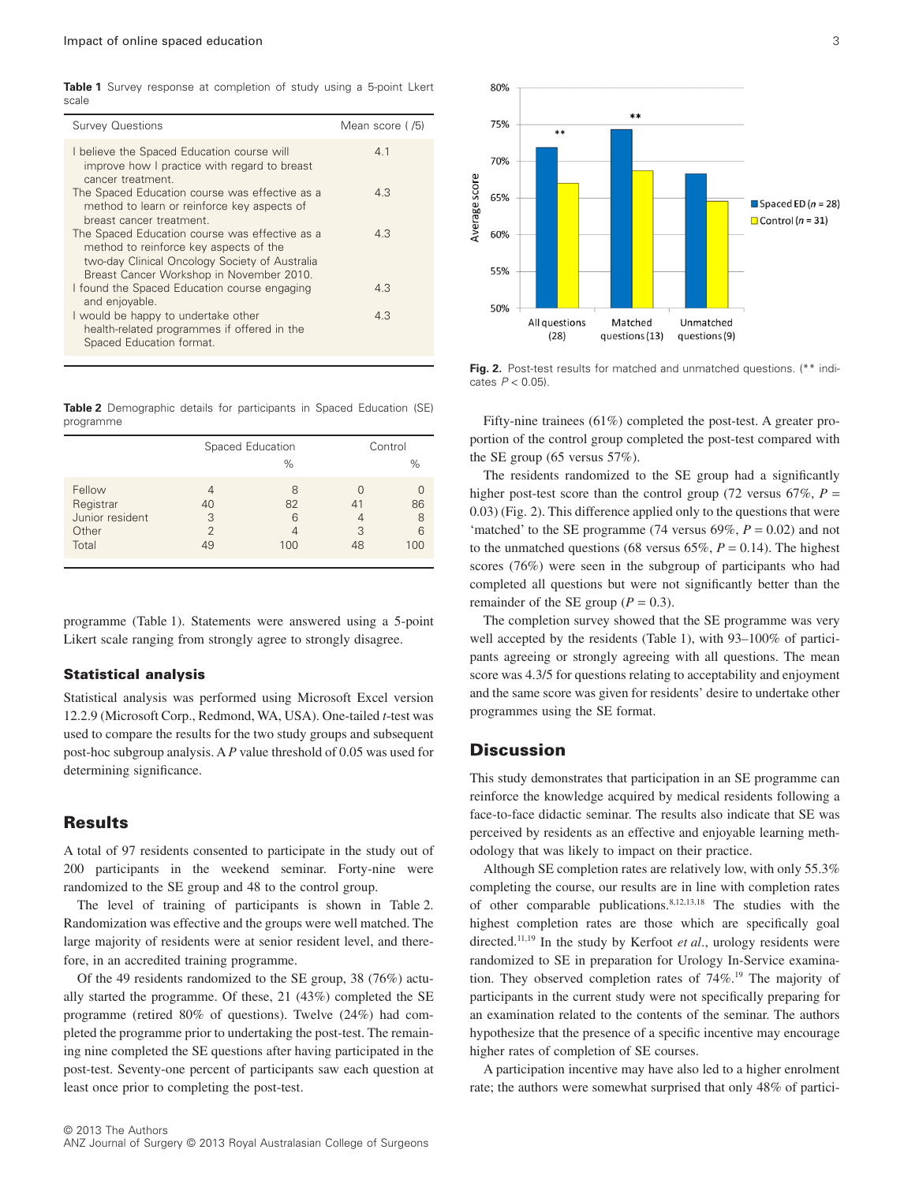**Table 1** Survey response at completion of study using a 5-point Lkert scale

| Survey Questions | Mean score ( /5) |
|---|---|
| I believe the Spaced Education course will improve how I practice with regard to breast cancer treatment. | 4.1 |
| The Spaced Education course was effective as a method to learn or reinforce key aspects of breast cancer treatment. | 4.3 |
| The Spaced Education course was effective as a method to reinforce key aspects of the two-day Clinical Oncology Society of Australia Breast Cancer Workshop in November 2010. | 4.3 |
| I found the Spaced Education course engaging and enjoyable. | 4.3 |
| I would be happy to undertake other health-related programmes if offered in the Spaced Education format. | 4.3 |

**Table 2** Demographic details for participants in Spaced Education (SE) programme

| | Spaced Education | | Control | |
|---|---|---|---|---|
| | | % | | % |
| Fellow | 4 | 8 | 0 | 0 |
| Registrar | 40 | 82 | 41 | 86 |
| Junior resident | 3 | 6 | 4 | 8 |
| Other | 2 | 4 | 3 | 6 |
| Total | 49 | 100 | 48 | 100 |

programme (Table 1). Statements were answered using a 5-point Likert scale ranging from strongly agree to strongly disagree.

### Statistical analysis

Statistical analysis was performed using Microsoft Excel version 12.2.9 (Microsoft Corp., Redmond, WA, USA). One-tailed *t*-test was used to compare the results for the two study groups and subsequent post-hoc subgroup analysis. A *P* value threshold of 0.05 was used for determining significance.

## Results

A total of 97 residents consented to participate in the study out of 200 participants in the weekend seminar. Forty-nine were randomized to the SE group and 48 to the control group.

The level of training of participants is shown in Table 2. Randomization was effective and the groups were well matched. The large majority of residents were at senior resident level, and therefore, in an accredited training programme.

Of the 49 residents randomized to the SE group, 38 (76%) actually started the programme. Of these, 21 (43%) completed the SE programme (retired 80% of questions). Twelve (24%) had completed the programme prior to undertaking the post-test. The remaining nine completed the SE questions after having participated in the post-test. Seventy-one percent of participants saw each question at least once prior to completing the post-test.

**Fig. 2.** Post-test results for matched and unmatched questions. (** indicates $P < 0.05$).

Fifty-nine trainees (61%) completed the post-test. A greater proportion of the control group completed the post-test compared with the SE group (65 versus 57%).

The residents randomized to the SE group had a significantly higher post-test score than the control group (72 versus 67%, $P = 0.03$) (Fig. 2). This difference applied only to the questions that were 'matched' to the SE programme (74 versus 69%, $P = 0.02$) and not to the unmatched questions (68 versus 65%, $P = 0.14$). The highest scores (76%) were seen in the subgroup of participants who had completed all questions but were not significantly better than the remainder of the SE group ($P = 0.3$).

The completion survey showed that the SE programme was very well accepted by the residents (Table 1), with 93–100% of participants agreeing or strongly agreeing with all questions. The mean score was 4.3/5 for questions relating to acceptability and enjoyment and the same score was given for residents' desire to undertake other programmes using the SE format.

## Discussion

This study demonstrates that participation in an SE programme can reinforce the knowledge acquired by medical residents following a face-to-face didactic seminar. The results also indicate that SE was perceived by residents as an effective and enjoyable learning methodology that was likely to impact on their practice.

Although SE completion rates are relatively low, with only 55.3% completing the course, our results are in line with completion rates of other comparable publications.[8,12,13,18] The studies with the highest completion rates are those which are specifically goal directed.[11,19] In the study by Kerfoot *et al*., urology residents were randomized to SE in preparation for Urology In-Service examination. They observed completion rates of 74%.[19] The majority of participants in the current study were not specifically preparing for an examination related to the contents of the seminar. The authors hypothesize that the presence of a specific incentive may encourage higher rates of completion of SE courses.

A participation incentive may have also led to a higher enrolment rate; the authors were somewhat surprised that only 48% of partici-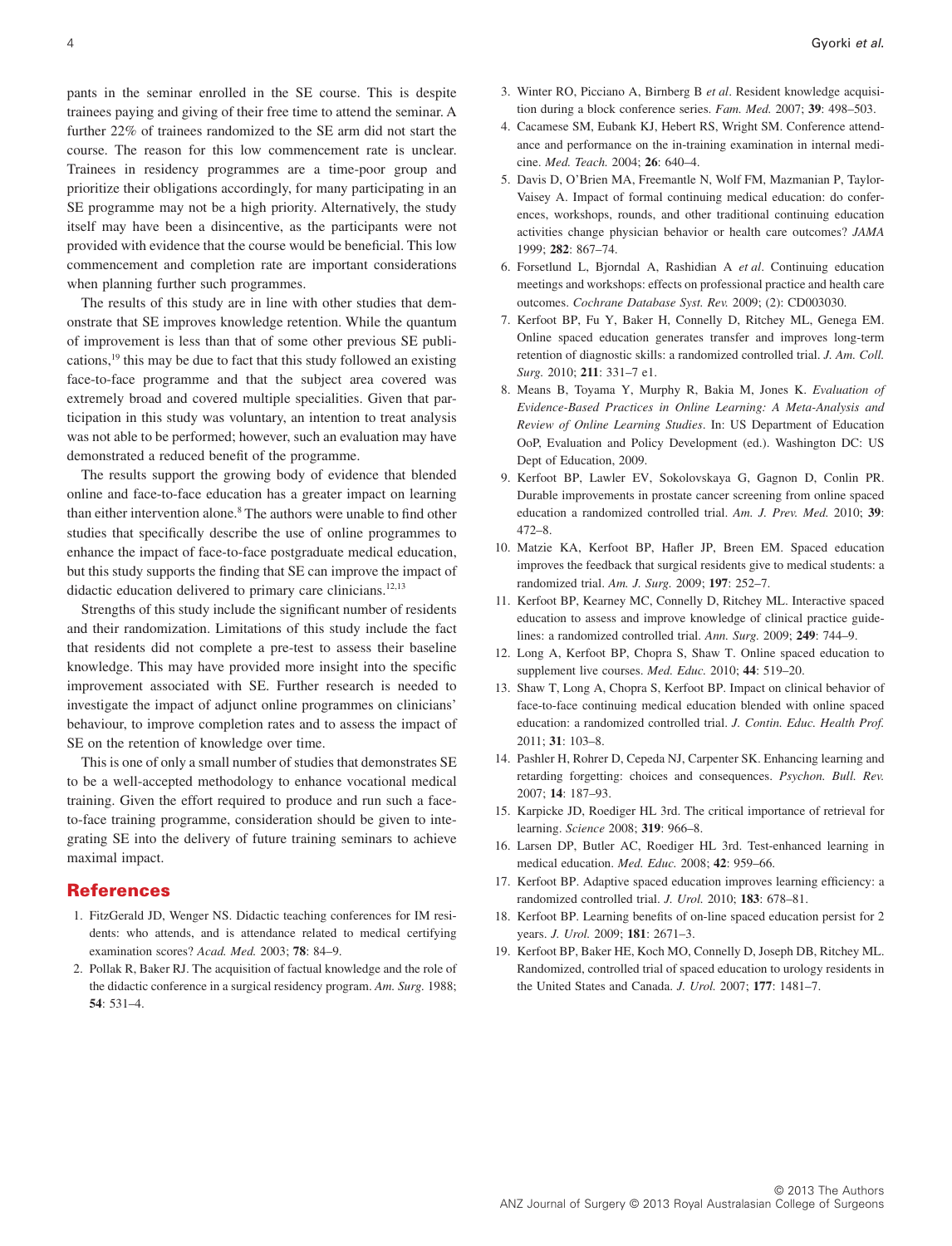pants in the seminar enrolled in the SE course. This is despite trainees paying and giving of their free time to attend the seminar. A further 22% of trainees randomized to the SE arm did not start the course. The reason for this low commencement rate is unclear. Trainees in residency programmes are a time-poor group and prioritize their obligations accordingly, for many participating in an SE programme may not be a high priority. Alternatively, the study itself may have been a disincentive, as the participants were not provided with evidence that the course would be beneficial. This low commencement and completion rate are important considerations when planning further such programmes.

The results of this study are in line with other studies that demonstrate that SE improves knowledge retention. While the quantum of improvement is less than that of some other previous SE publications,[19] this may be due to fact that this study followed an existing face-to-face programme and that the subject area covered was extremely broad and covered multiple specialities. Given that participation in this study was voluntary, an intention to treat analysis was not able to be performed; however, such an evaluation may have demonstrated a reduced benefit of the programme.

The results support the growing body of evidence that blended online and face-to-face education has a greater impact on learning than either intervention alone.[8] The authors were unable to find other studies that specifically describe the use of online programmes to enhance the impact of face-to-face postgraduate medical education, but this study supports the finding that SE can improve the impact of didactic education delivered to primary care clinicians.[12,13]

Strengths of this study include the significant number of residents and their randomization. Limitations of this study include the fact that residents did not complete a pre-test to assess their baseline knowledge. This may have provided more insight into the specific improvement associated with SE. Further research is needed to investigate the impact of adjunct online programmes on clinicians' behaviour, to improve completion rates and to assess the impact of SE on the retention of knowledge over time.

This is one of only a small number of studies that demonstrates SE to be a well-accepted methodology to enhance vocational medical training. Given the effort required to produce and run such a face-to-face training programme, consideration should be given to integrating SE into the delivery of future training seminars to achieve maximal impact.

## References

1. FitzGerald JD, Wenger NS. Didactic teaching conferences for IM residents: who attends, and is attendance related to medical certifying examination scores? *Acad. Med.* 2003; **78**: 84–9.
2. Pollak R, Baker RJ. The acquisition of factual knowledge and the role of the didactic conference in a surgical residency program. *Am. Surg.* 1988; **54**: 531–4.
3. Winter RO, Picciano A, Birnberg B *et al*. Resident knowledge acquisition during a block conference series. *Fam. Med.* 2007; **39**: 498–503.
4. Cacamese SM, Eubank KJ, Hebert RS, Wright SM. Conference attendance and performance on the in-training examination in internal medicine. *Med. Teach.* 2004; **26**: 640–4.
5. Davis D, O'Brien MA, Freemantle N, Wolf FM, Mazmanian P, Taylor-Vaisey A. Impact of formal continuing medical education: do conferences, workshops, rounds, and other traditional continuing education activities change physician behavior or health care outcomes? *JAMA* 1999; **282**: 867–74.
6. Forsetlund L, Bjorndal A, Rashidian A *et al*. Continuing education meetings and workshops: effects on professional practice and health care outcomes. *Cochrane Database Syst. Rev.* 2009; (2): CD003030.
7. Kerfoot BP, Fu Y, Baker H, Connelly D, Ritchey ML, Genega EM. Online spaced education generates transfer and improves long-term retention of diagnostic skills: a randomized controlled trial. *J. Am. Coll. Surg.* 2010; **211**: 331–7 e1.
8. Means B, Toyama Y, Murphy R, Bakia M, Jones K. *Evaluation of Evidence-Based Practices in Online Learning: A Meta-Analysis and Review of Online Learning Studies*. In: US Department of Education OoP, Evaluation and Policy Development (ed.). Washington DC: US Dept of Education, 2009.
9. Kerfoot BP, Lawler EV, Sokolovskaya G, Gagnon D, Conlin PR. Durable improvements in prostate cancer screening from online spaced education a randomized controlled trial. *Am. J. Prev. Med.* 2010; **39**: 472–8.
10. Matzie KA, Kerfoot BP, Hafler JP, Breen EM. Spaced education improves the feedback that surgical residents give to medical students: a randomized trial. *Am. J. Surg.* 2009; **197**: 252–7.
11. Kerfoot BP, Kearney MC, Connelly D, Ritchey ML. Interactive spaced education to assess and improve knowledge of clinical practice guidelines: a randomized controlled trial. *Ann. Surg.* 2009; **249**: 744–9.
12. Long A, Kerfoot BP, Chopra S, Shaw T. Online spaced education to supplement live courses. *Med. Educ.* 2010; **44**: 519–20.
13. Shaw T, Long A, Chopra S, Kerfoot BP. Impact on clinical behavior of face-to-face continuing medical education blended with online spaced education: a randomized controlled trial. *J. Contin. Educ. Health Prof.* 2011; **31**: 103–8.
14. Pashler H, Rohrer D, Cepeda NJ, Carpenter SK. Enhancing learning and retarding forgetting: choices and consequences. *Psychon. Bull. Rev.* 2007; **14**: 187–93.
15. Karpicke JD, Roediger HL 3rd. The critical importance of retrieval for learning. *Science* 2008; **319**: 966–8.
16. Larsen DP, Butler AC, Roediger HL 3rd. Test-enhanced learning in medical education. *Med. Educ.* 2008; **42**: 959–66.
17. Kerfoot BP. Adaptive spaced education improves learning efficiency: a randomized controlled trial. *J. Urol.* 2010; **183**: 678–81.
18. Kerfoot BP. Learning benefits of on-line spaced education persist for 2 years. *J. Urol.* 2009; **181**: 2671–3.
19. Kerfoot BP, Baker HE, Koch MO, Connelly D, Joseph DB, Ritchey ML. Randomized, controlled trial of spaced education to urology residents in the United States and Canada. *J. Urol.* 2007; **177**: 1481–7.